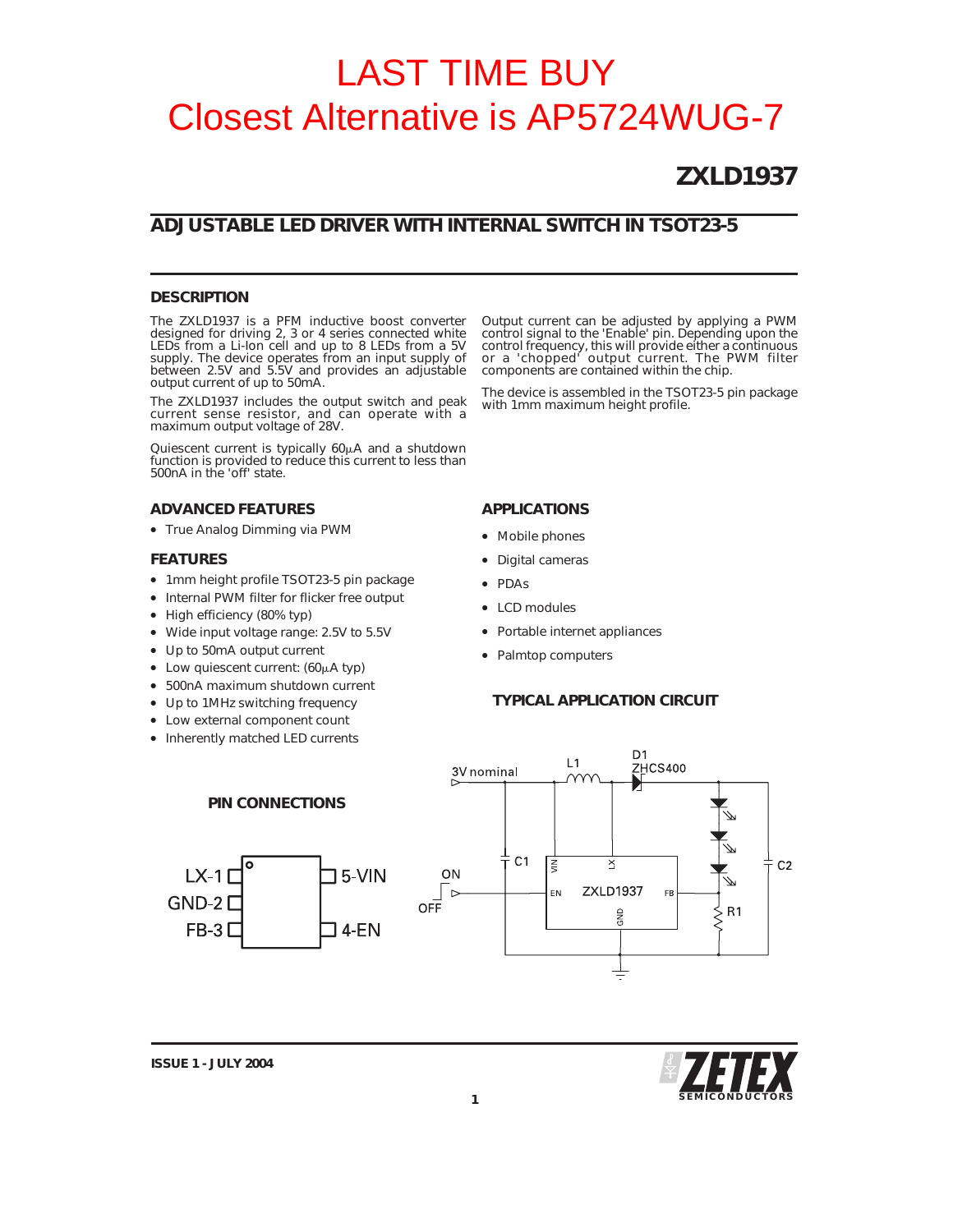LAST TIME BUY
Closest Alternative is AP5724WUG-7

# ZXLD1937

## ADJUSTABLE LED DRIVER WITH INTERNAL SWITCH IN TSOT23-5

### DESCRIPTION

The ZXLD1937 is a PFM inductive boost converter designed for driving 2, 3 or 4 series connected white LEDs from a Li-Ion cell and up to 8 LEDs from a 5V supply. The device operates from an input supply of between 2.5V and 5.5V and provides an adjustable output current of up to 50mA.

The ZXLD1937 includes the output switch and peak current sense resistor, and can operate with a maximum output voltage of 28V.

Quiescent current is typically 60µA and a shutdown function is provided to reduce this current to less than 500nA in the 'off' state.

Output current can be adjusted by applying a PWM control signal to the 'Enable' pin. Depending upon the control frequency, this will provide either a continuous or a 'chopped' output current. The PWM filter components are contained within the chip.

The device is assembled in the TSOT23-5 pin package with 1mm maximum height profile.

### ADVANCED FEATURES

- True Analog Dimming via PWM

### FEATURES

- 1mm height profile TSOT23-5 pin package
- Internal PWM filter for flicker free output
- High efficiency (80% typ)
- Wide input voltage range: 2.5V to 5.5V
- Up to 50mA output current
- Low quiescent current: (60µA typ)
- 500nA maximum shutdown current
- Up to 1MHz switching frequency
- Low external component count
- Inherently matched LED currents

### APPLICATIONS

- Mobile phones
- Digital cameras
- PDAs
- LCD modules
- Portable internet appliances
- Palmtop computers

### TYPICAL APPLICATION CIRCUIT

3V nominal
L1
D1
ZHCS400
C1
C2
ON
OFF
VIN
LX
EN
ZXLD1937
FB
GND
R1

### PIN CONNECTIONS

LX-1
GND-2
FB-3
5-VIN
4-EN

ISSUE 1 - JULY 2004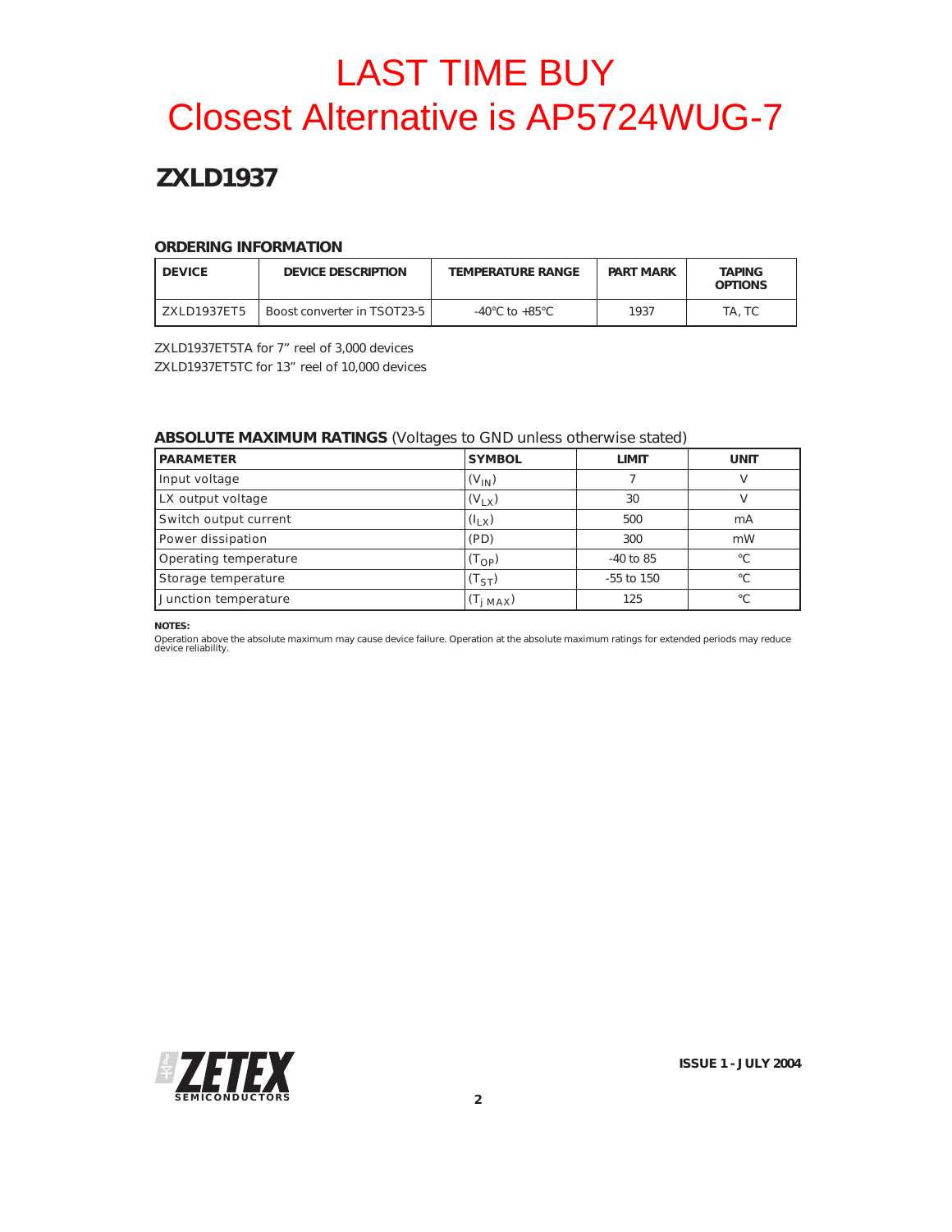# LAST TIME BUY
# Closest Alternative is AP5724WUG-7

## ZXLD1937

### ORDERING INFORMATION

| DEVICE | DEVICE DESCRIPTION | TEMPERATURE RANGE | PART MARK | TAPING OPTIONS |
|---|---|---|---|---|
| ZXLD1937ET5 | Boost converter in TSOT23-5 | -40°C to +85°C | 1937 | TA, TC |

ZXLD1937ET5TA for 7" reel of 3,000 devices
ZXLD1937ET5TC for 13" reel of 10,000 devices

### ABSOLUTE MAXIMUM RATINGS (Voltages to GND unless otherwise stated)

| PARAMETER | SYMBOL | LIMIT | UNIT |
|---|---|---|---|
| Input voltage | ($V_{IN}$) | 7 | V |
| LX output voltage | ($V_{LX}$) | 30 | V |
| Switch output current | ($I_{LX}$) | 500 | mA |
| Power dissipation | (PD) | 300 | mW |
| Operating temperature | ($T_{OP}$) | -40 to 85 | °C |
| Storage temperature | ($T_{ST}$) | -55 to 150 | °C |
| Junction temperature | ($T_{j\ MAX}$) | 125 | °C |

**NOTES:**

Operation above the absolute maximum may cause device failure. Operation at the absolute maximum ratings for extended periods may reduce device reliability.

ISSUE 1 - JULY 2004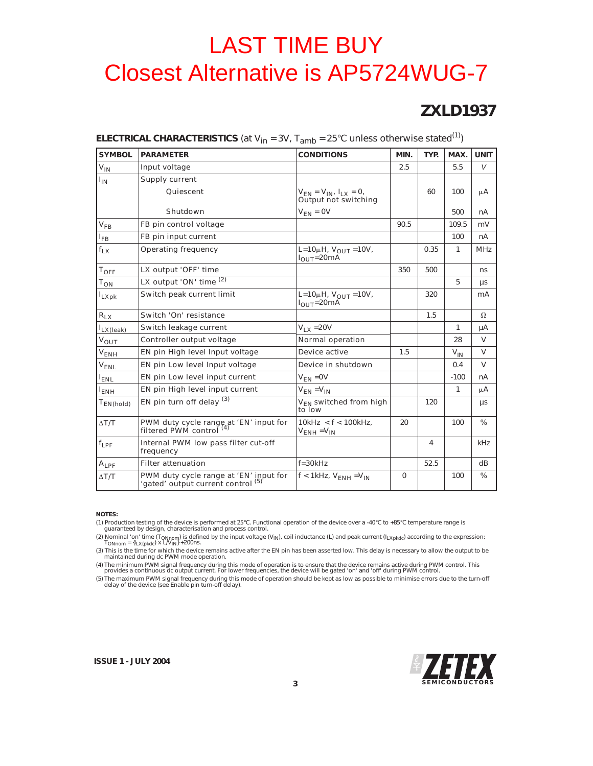# LAST TIME BUY
# Closest Alternative is AP5724WUG-7

## ZXLD1937

**ELECTRICAL CHARACTERISTICS** (at $V_{in}$ = 3V, $T_{amb}$ = 25°C unless otherwise stated[1])

| SYMBOL | PARAMETER | CONDITIONS | MIN. | TYP. | MAX. | UNIT |
|---|---|---|---|---|---|---|
| $V_{IN}$ | Input voltage | | 2.5 | | 5.5 | V |
| $I_{IN}$ | Supply current | | | | | |
| | Quiescent | $V_{EN}$ = $V_{IN}$, $I_{LX}$ = 0, Output not switching | | 60 | 100 | μA |
| | Shutdown | $V_{EN}$ = 0V | | | 500 | nA |
| $V_{FB}$ | FB pin control voltage | | 90.5 | | 109.5 | mV |
| $I_{FB}$ | FB pin input current | | | | 100 | nA |
| $f_{LX}$ | Operating frequency | L=10μH, $V_{OUT}$ =10V, $I_{OUT}$=20mA | | 0.35 | 1 | MHz |
| $T_{OFF}$ | LX output 'OFF' time | | 350 | 500 | | ns |
| $T_{ON}$ | LX output 'ON' time [2] | | | | 5 | μs |
| $I_{LXpk}$ | Switch peak current limit | L=10μH, $V_{OUT}$ =10V, $I_{OUT}$=20mA | | 320 | | mA |
| $R_{LX}$ | Switch 'On' resistance | | | 1.5 | | Ω |
| $I_{LX(leak)}$ | Switch leakage current | $V_{LX}$ =20V | | | 1 | μA |
| $V_{OUT}$ | Controller output voltage | Normal operation | | | 28 | V |
| $V_{ENH}$ | EN pin High level Input voltage | Device active | 1.5 | | $V_{IN}$ | V |
| $V_{ENL}$ | EN pin Low level Input voltage | Device in shutdown | | | 0.4 | V |
| $I_{ENL}$ | EN pin Low level input current | $V_{EN}$ =0V | | | -100 | nA |
| $I_{ENH}$ | EN pin High level input current | $V_{EN}$ =$V_{IN}$ | | | 1 | μA |
| $T_{EN(hold)}$ | EN pin turn off delay [3] | $V_{EN}$ switched from high to low | | 120 | | μs |
| ΔT/T | PWM duty cycle range at 'EN' input for filtered PWM control [4] | 10kHz < f < 100kHz, $V_{ENH}$ =$V_{IN}$ | 20 | | 100 | % |
| $f_{LPF}$ | Internal PWM low pass filter cut-off frequency | | | 4 | | kHz |
| $A_{LPF}$ | Filter attenuation | f=30kHz | | 52.5 | | dB |
| ΔT/T | PWM duty cycle range at 'EN' input for 'gated' output current control [5] | f < 1kHz, $V_{ENH}$ =$V_{IN}$ | 0 | | 100 | % |

**NOTES:**

(1) Production testing of the device is performed at 25°C. Functional operation of the device over a -40°C to +85°C temperature range is guaranteed by design, characterisation and process control.

(2) Nominal 'on' time ($T_{ONnom}$) is defined by the input voltage ($V_{IN}$), coil inductance (L) and peak current ($I_{LXpkdc}$) according to the expression: $T_{ONnom} = (I_{LX(pkdc)} \times L/V_{IN}) + 200ns$.

(3) This is the time for which the device remains active after the EN pin has been asserted low. This delay is necessary to allow the output to be maintained during dc PWM mode operation.

(4) The minimum PWM signal frequency during this mode of operation is to ensure that the device remains active during PWM control. This provides a continuous dc output current. For lower frequencies, the device will be gated 'on' and 'off' during PWM control.

(5) The maximum PWM signal frequency during this mode of operation should be kept as low as possible to minimise errors due to the turn-off delay of the device (see Enable pin turn-off delay).

ISSUE 1 - JULY 2004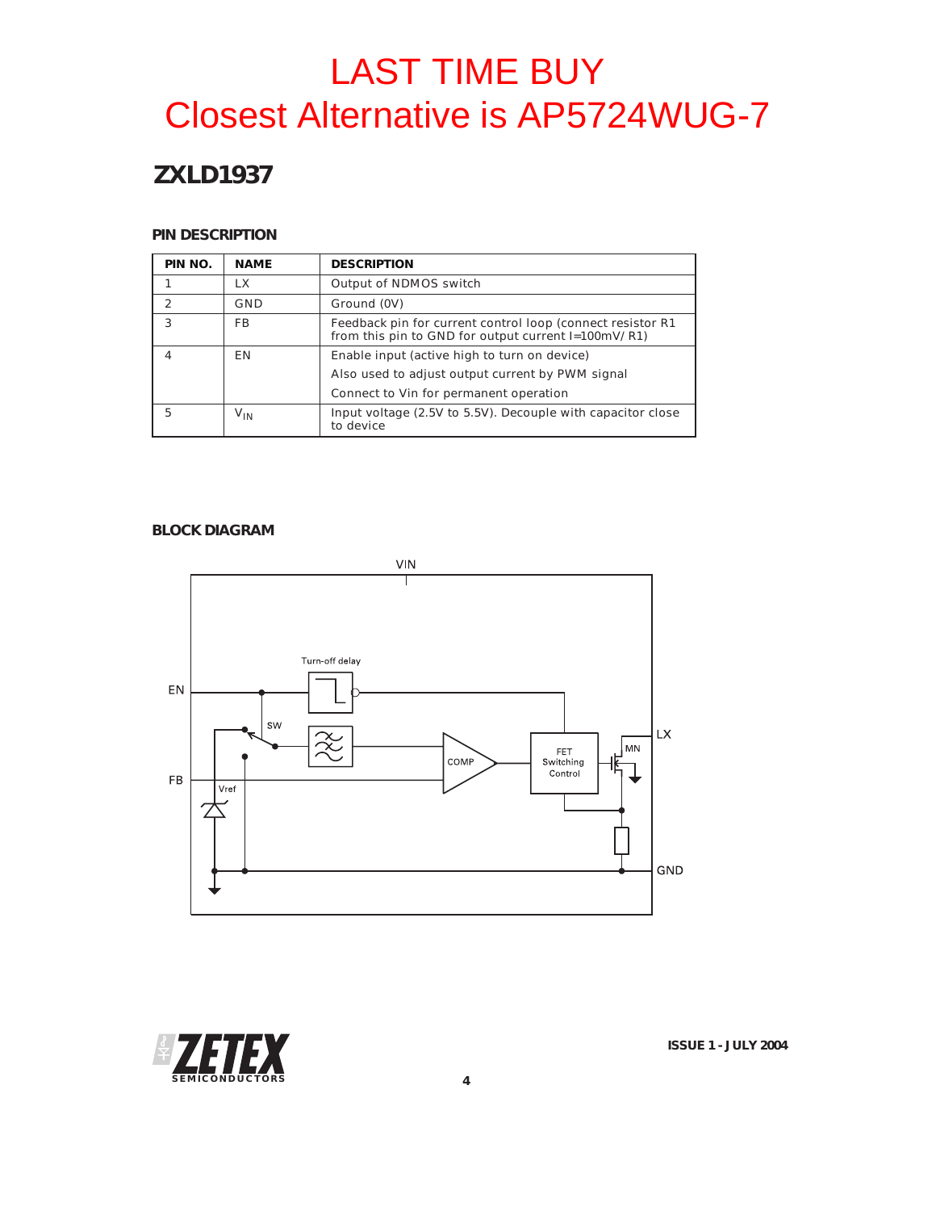# LAST TIME BUY
# Closest Alternative is AP5724WUG-7

## ZXLD1937

### PIN DESCRIPTION

| PIN NO. | NAME | DESCRIPTION |
|---|---|---|
| 1 | LX | Output of NDMOS switch |
| 2 | GND | Ground (0V) |
| 3 | FB | Feedback pin for current control loop (connect resistor R1 from this pin to GND for output current I=100mV/ R1) |
| 4 | EN | Enable input (active high to turn on device)<br>Also used to adjust output current by PWM signal<br>Connect to Vin for permanent operation |
| 5 | $V_{IN}$ | Input voltage (2.5V to 5.5V). Decouple with capacitor close to device |

### BLOCK DIAGRAM

VIN
Turn-off delay
EN
SW
LX
MN
FET Switching Control
COMP
FB
Vref
GND

ISSUE 1 - JULY 2004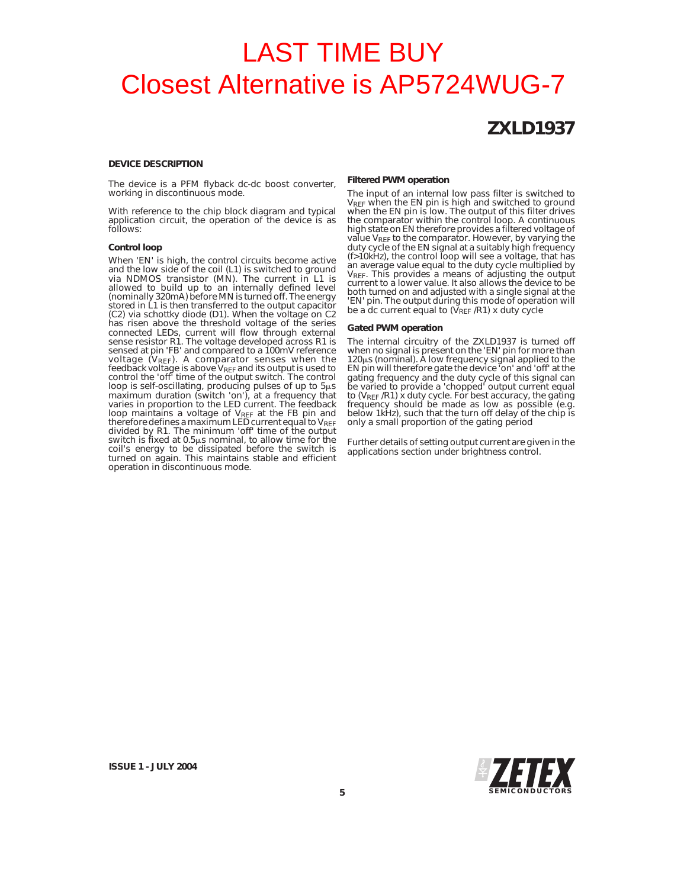# LAST TIME BUY
# Closest Alternative is AP5724WUG-7

## ZXLD1937

### DEVICE DESCRIPTION

The device is a PFM flyback dc-dc boost converter, working in discontinuous mode.

With reference to the chip block diagram and typical application circuit, the operation of the device is as follows:

#### Control loop

When 'EN' is high, the control circuits become active and the low side of the coil (L1) is switched to ground via NDMOS transistor (MN). The current in L1 is allowed to build up to an internally defined level (nominally 320mA) before MN is turned off. The energy stored in L1 is then transferred to the output capacitor (C2) via schottky diode (D1). When the voltage on C2 has risen above the threshold voltage of the series connected LEDs, current will flow through external sense resistor R1. The voltage developed across R1 is sensed at pin 'FB' and compared to a 100mV reference voltage ($V_{REF}$). A comparator senses when the feedback voltage is above $V_{REF}$ and its output is used to control the 'off' time of the output switch. The control loop is self-oscillating, producing pulses of up to 5µs maximum duration (switch 'on'), at a frequency that varies in proportion to the LED current. The feedback loop maintains a voltage of $V_{REF}$ at the FB pin and therefore defines a maximum LED current equal to $V_{REF}$ divided by R1. The minimum 'off' time of the output switch is fixed at 0.5µs nominal, to allow time for the coil's energy to be dissipated before the switch is turned on again. This maintains stable and efficient operation in discontinuous mode.

#### Filtered PWM operation

The input of an internal low pass filter is switched to $V_{REF}$ when the EN pin is high and switched to ground when the EN pin is low. The output of this filter drives the comparator within the control loop. A continuous high state on EN therefore provides a filtered voltage of value $V_{REF}$ to the comparator. However, by varying the duty cycle of the EN signal at a suitably high frequency (f>10kHz), the control loop will see a voltage, that has an average value equal to the duty cycle multiplied by $V_{REF}$. This provides a means of adjusting the output current to a lower value. It also allows the device to be both turned on and adjusted with a single signal at the 'EN' pin. The output during this mode of operation will be a dc current equal to ($V_{REF}$ /R1) x duty cycle

#### Gated PWM operation

The internal circuitry of the ZXLD1937 is turned off when no signal is present on the 'EN' pin for more than 120µs (nominal). A low frequency signal applied to the EN pin will therefore gate the device 'on' and 'off' at the gating frequency and the duty cycle of this signal can be varied to provide a 'chopped' output current equal to ($V_{REF}$ /R1) x duty cycle. For best accuracy, the gating frequency should be made as low as possible (e.g. below 1kHz), such that the turn off delay of the chip is only a small proportion of the gating period

Further details of setting output current are given in the applications section under brightness control.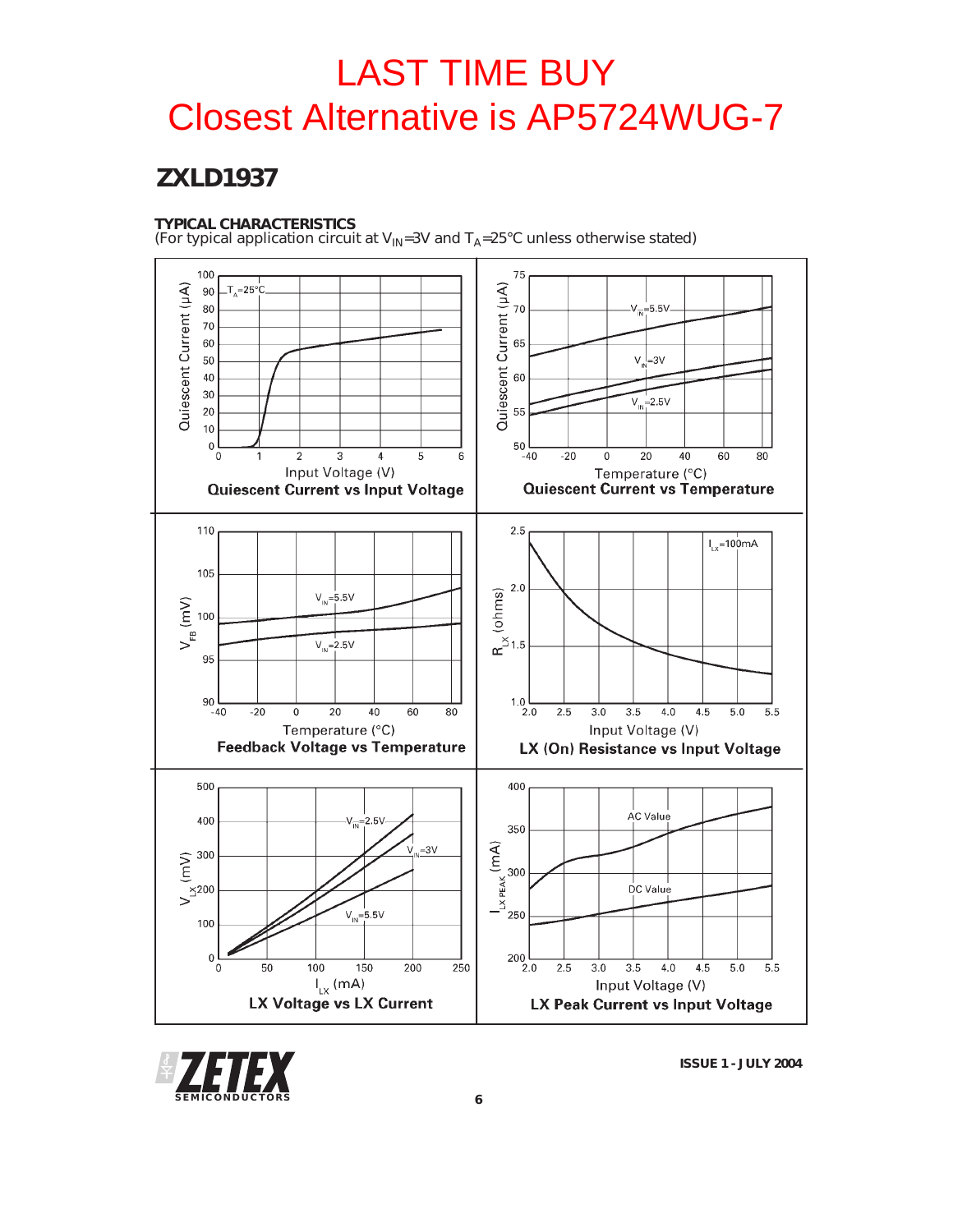# LAST TIME BUY
# Closest Alternative is AP5724WUG-7

## ZXLD1937

### TYPICAL CHARACTERISTICS

(For typical application circuit at $V_{IN}$=3V and $T_A$=25°C unless otherwise stated)

$T_A$=25°C
Quiescent Current (µA)
100, 90, 80, 70, 60, 50, 40, 30, 20, 10, 0
0, 1, 2, 3, 4, 5, 6
Input Voltage (V)

**Quiescent Current vs Input Voltage**

Quiescent Current (µA)
75, 70, 65, 60, 55, 50
-40, -20, 0, 20, 40, 60, 80
$V_{IN}$=5.5V
$V_{IN}$=3V
$V_{IN}$=2.5V
Temperature (°C)

**Quiescent Current vs Temperature**

$V_{FB}$ (mV)
110, 105, 100, 95, 90
-40, -20, 0, 20, 40, 60, 80
$V_{IN}$=5.5V
$V_{IN}$=2.5V
Temperature (°C)

**Feedback Voltage vs Temperature**

$R_{LX}$ (ohms)
2.5, 2.0, 1.5, 1.0
2.0, 2.5, 3.0, 3.5, 4.0, 4.5, 5.0, 5.5
$I_{LX}$=100mA
Input Voltage (V)

**LX (On) Resistance vs Input Voltage**

$V_{LX}$ (mV)
500, 400, 300, 200, 100, 0
0, 50, 100, 150, 200, 250
$V_{IN}$=2.5V
$V_{IN}$=3V
$V_{IN}$=5.5V
$I_{LX}$ (mA)

**LX Voltage vs LX Current**

$I_{LX\ PEAK}$ (mA)
400, 350, 300, 250, 200
2.0, 2.5, 3.0, 3.5, 4.0, 4.5, 5.0, 5.5
AC Value
DC Value
Input Voltage (V)

**LX Peak Current vs Input Voltage**

ISSUE 1 - JULY 2004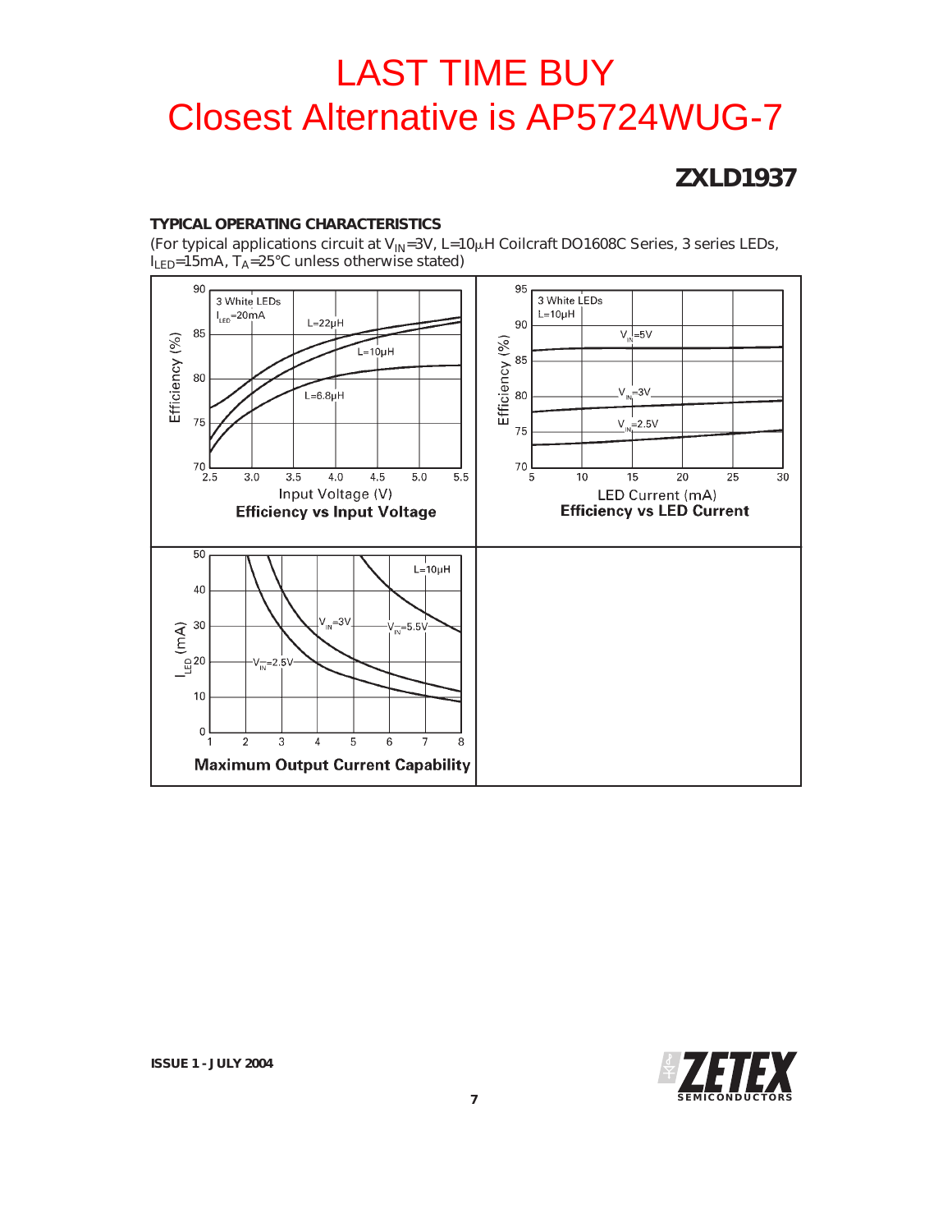# LAST TIME BUY
# Closest Alternative is AP5724WUG-7

## ZXLD1937

### TYPICAL OPERATING CHARACTERISTICS

(For typical applications circuit at $V_{IN}$=3V, L=10μH Coilcraft DO1608C Series, 3 series LEDs, $I_{LED}$=15mA, $T_A$=25°C unless otherwise stated)

3 White LEDs
$I_{LED}$=20mA
L=22μH
L=10μH
L=6.8μH
Efficiency (%)
90
85
80
75
70
2.5 3.0 3.5 4.0 4.5 5.0 5.5
Input Voltage (V)

**Efficiency vs Input Voltage**

3 White LEDs
L=10μH
$V_{IN}$=5V
$V_{IN}$=3V
$V_{IN}$=2.5V
Efficiency (%)
95
90
85
80
75
70
5 10 15 20 25 30
LED Current (mA)

**Efficiency vs LED Current**

L=10μH
$V_{IN}$=3V
$V_{IN}$=5.5V
$V_{IN}$=2.5V
$I_{LED}$ (mA)
50
40
30
20
10
0
1 2 3 4 5 6 7 8

**Maximum Output Current Capability**

ISSUE 1 - JULY 2004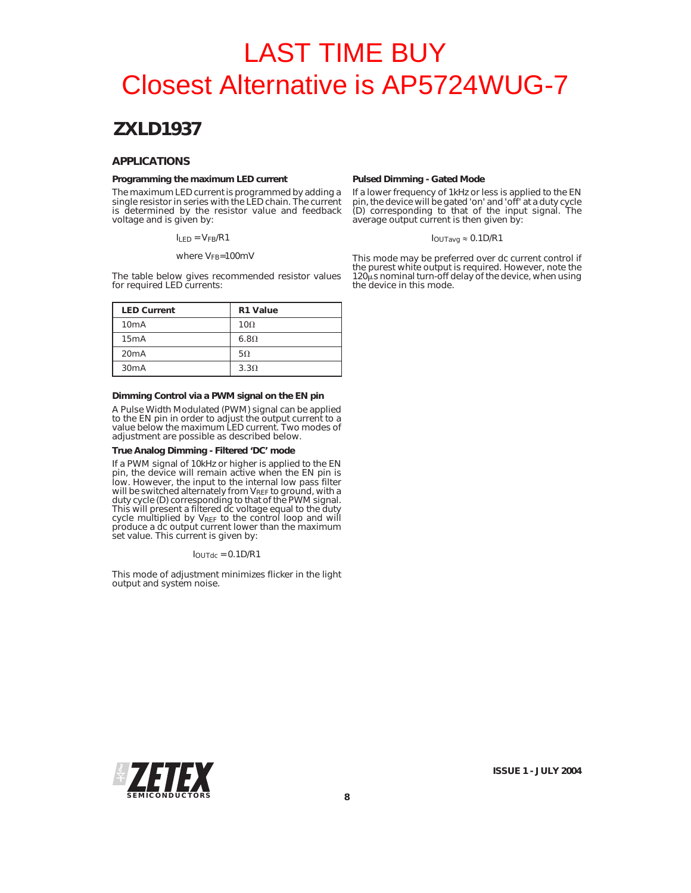# LAST TIME BUY
# Closest Alternative is AP5724WUG-7

## ZXLD1937

### APPLICATIONS

**Programming the maximum LED current**

The maximum LED current is programmed by adding a single resistor in series with the LED chain. The current is determined by the resistor value and feedback voltage and is given by:

$$I_{LED} = V_{FB}/R1$$

where $V_{FB}$=100mV

The table below gives recommended resistor values for required LED currents:

| LED Current | R1 Value |
|---|---|
| 10mA | 10Ω |
| 15mA | 6.8Ω |
| 20mA | 5Ω |
| 30mA | 3.3Ω |

**Dimming Control via a PWM signal on the EN pin**

A Pulse Width Modulated (PWM) signal can be applied to the EN pin in order to adjust the output current to a value below the maximum LED current. Two modes of adjustment are possible as described below.

**True Analog Dimming - Filtered 'DC' mode**

If a PWM signal of 10kHz or higher is applied to the EN pin, the device will remain active when the EN pin is low. However, the input to the internal low pass filter will be switched alternately from $V_{REF}$ to ground, with a duty cycle (D) corresponding to that of the PWM signal. This will present a filtered dc voltage equal to the duty cycle multiplied by $V_{REF}$ to the control loop and will produce a dc output current lower than the maximum set value. This current is given by:

$$I_{OUTdc} = 0.1D/R1$$

This mode of adjustment minimizes flicker in the light output and system noise.

**Pulsed Dimming - Gated Mode**

If a lower frequency of 1kHz or less is applied to the EN pin, the device will be gated 'on' and 'off' at a duty cycle (D) corresponding to that of the input signal. The average output current is then given by:

$$I_{OUTavg} \approx 0.1D/R1$$

This mode may be preferred over dc current control if the purest white output is required. However, note the 120µs nominal turn-off delay of the device, when using the device in this mode.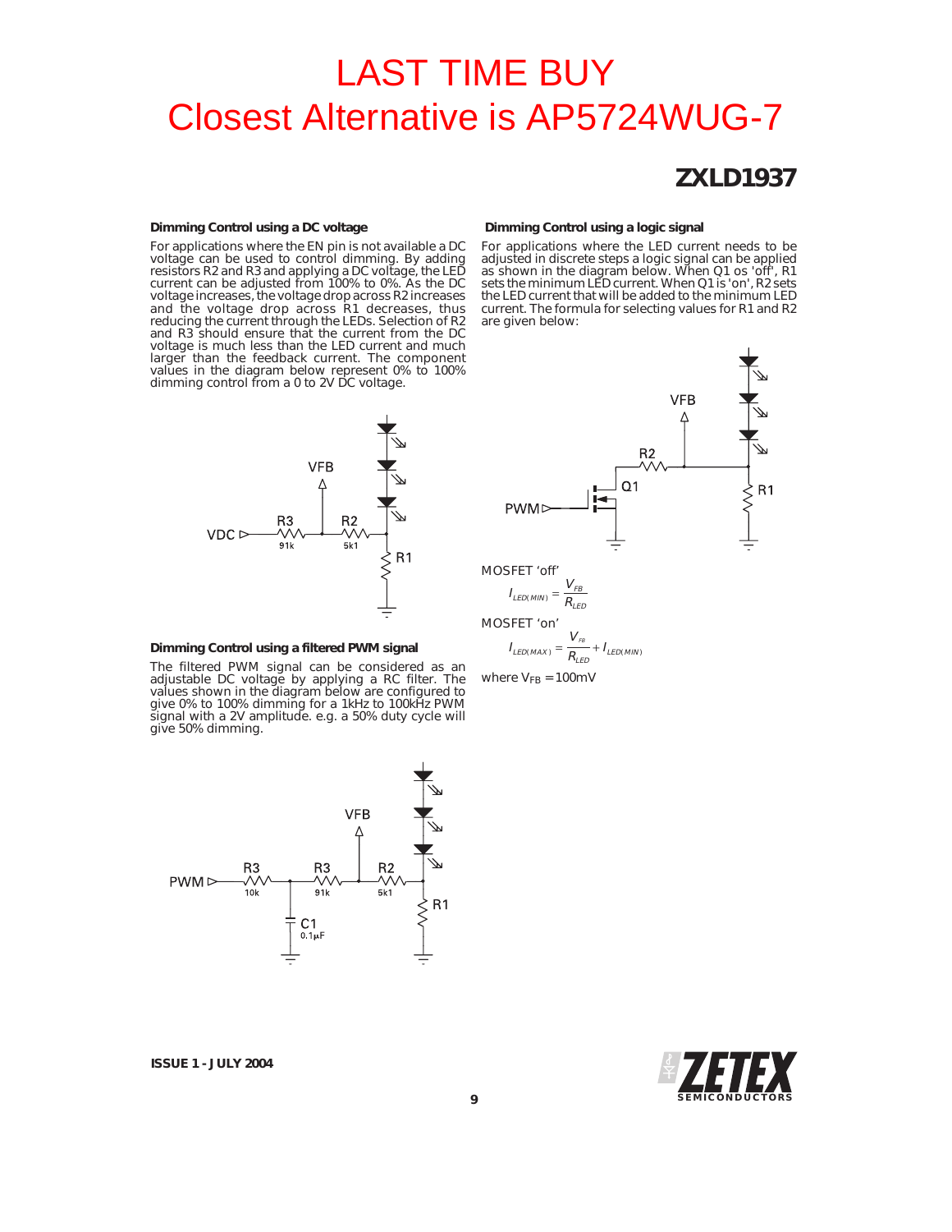# LAST TIME BUY
# Closest Alternative is AP5724WUG-7

## ZXLD1937

### Dimming Control using a DC voltage

For applications where the EN pin is not available a DC voltage can be used to control dimming. By adding resistors R2 and R3 and applying a DC voltage, the LED current can be adjusted from 100% to 0%. As the DC voltage increases, the voltage drop across R2 increases and the voltage drop across R1 decreases, thus reducing the current through the LEDs. Selection of R2 and R3 should ensure that the current from the DC voltage is much less than the LED current and much larger than the feedback current. The component values in the diagram below represent 0% to 100% dimming control from a 0 to 2V DC voltage.

VFB
VDC
R3
91k
R2
5k1
R1

### Dimming Control using a filtered PWM signal

The filtered PWM signal can be considered as an adjustable DC voltage by applying a RC filter. The values shown in the diagram below are configured to give 0% to 100% dimming for a 1kHz to 100kHz PWM signal with a 2V amplitude. e.g. a 50% duty cycle will give 50% dimming.

VFB
PWM
R3
10k
R3
91k
R2
5k1
C1
0.1µF
R1

### Dimming Control using a logic signal

For applications where the LED current needs to be adjusted in discrete steps a logic signal can be applied as shown in the diagram below. When Q1 os 'off', R1 sets the minimum LED current. When Q1 is 'on', R2 sets the LED current that will be added to the minimum LED current. The formula for selecting values for R1 and R2 are given below:

VFB
R2
Q1
PWM
R1

MOSFET 'off'

$$I_{LED(MIN)} = \frac{V_{FB}}{R_{LED}}$$

MOSFET 'on'

$$I_{LED(MAX)} = \frac{V_{FB}}{R_{LED}} + I_{LED(MIN)}$$

where $V_{FB}$ = 100mV

ISSUE 1 - JULY 2004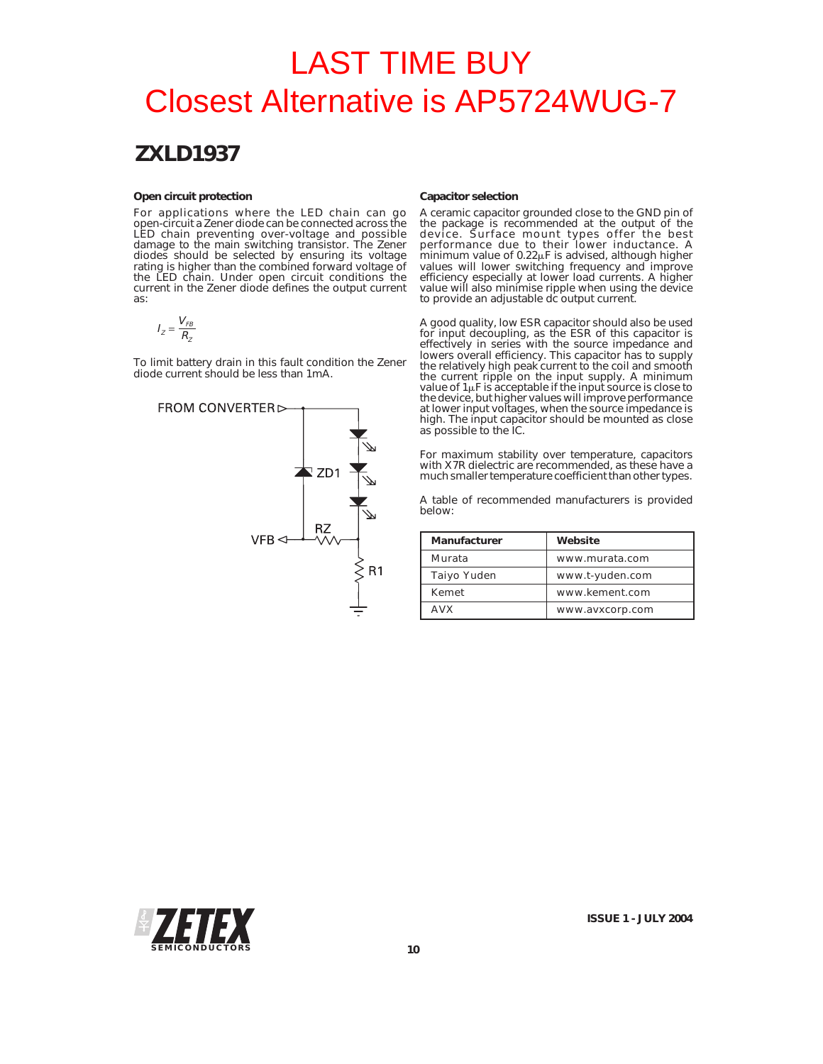# LAST TIME BUY
# Closest Alternative is AP5724WUG-7

## ZXLD1937

### Open circuit protection

For applications where the LED chain can go open-circuit a Zener diode can be connected across the LED chain preventing over-voltage and possible damage to the main switching transistor. The Zener diodes should be selected by ensuring its voltage rating is higher than the combined forward voltage of the LED chain. Under open circuit conditions the current in the Zener diode defines the output current as:

$$I_Z = \frac{V_{FB}}{R_Z}$$

To limit battery drain in this fault condition the Zener diode current should be less than 1mA.

FROM CONVERTER
ZD1
RZ
VFB
R1

### Capacitor selection

A ceramic capacitor grounded close to the GND pin of the package is recommended at the output of the device. Surface mount types offer the best performance due to their lower inductance. A minimum value of 0.22µF is advised, although higher values will lower switching frequency and improve efficiency especially at lower load currents. A higher value will also minimise ripple when using the device to provide an adjustable dc output current.

A good quality, low ESR capacitor should also be used for input decoupling, as the ESR of this capacitor is effectively in series with the source impedance and lowers overall efficiency. This capacitor has to supply the relatively high peak current to the coil and smooth the current ripple on the input supply. A minimum value of 1µF is acceptable if the input source is close to the device, but higher values will improve performance at lower input voltages, when the source impedance is high. The input capacitor should be mounted as close as possible to the IC.

For maximum stability over temperature, capacitors with X7R dielectric are recommended, as these have a much smaller temperature coefficient than other types.

A table of recommended manufacturers is provided below:

| Manufacturer | Website |
|---|---|
| Murata | www.murata.com |
| Taiyo Yuden | www.t-yuden.com |
| Kemet | www.kement.com |
| AVX | www.avxcorp.com |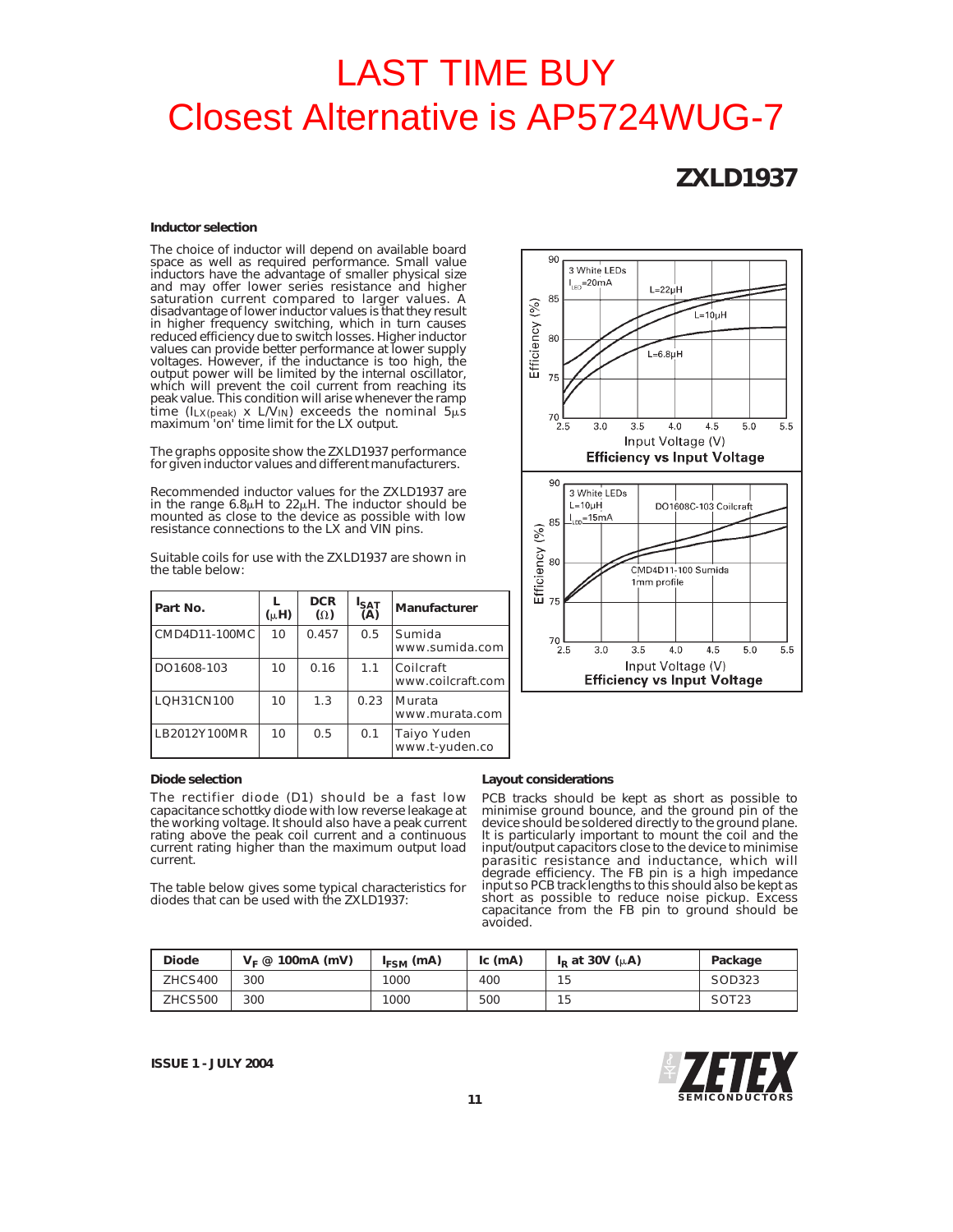# LAST TIME BUY
# Closest Alternative is AP5724WUG-7

## ZXLD1937

### Inductor selection

The choice of inductor will depend on available board space as well as required performance. Small value inductors have the advantage of smaller physical size and may offer lower series resistance and higher saturation current compared to larger values. A disadvantage of lower inductor values is that they result in higher frequency switching, which in turn causes reduced efficiency due to switch losses. Higher inductor values can provide better performance at lower supply voltages. However, if the inductance is too high, the output power will be limited by the internal oscillator, which will prevent the coil current from reaching its peak value. This condition will arise whenever the ramp time ($I_{LX(peak)}$ x L/$V_{IN}$) exceeds the nominal 5µs maximum 'on' time limit for the LX output.

The graphs opposite show the ZXLD1937 performance for given inductor values and different manufacturers.

Recommended inductor values for the ZXLD1937 are in the range 6.8µH to 22µH. The inductor should be mounted as close to the device as possible with low resistance connections to the LX and VIN pins.

Suitable coils for use with the ZXLD1937 are shown in the table below:

| Part No. | L (µH) | DCR (Ω) | $I_{SAT}$ (A) | Manufacturer |
|---|---|---|---|---|
| CMD4D11-100MC | 10 | 0.457 | 0.5 | Sumida www.sumida.com |
| DO1608-103 | 10 | 0.16 | 1.1 | Coilcraft www.coilcraft.com |
| LQH31CN100 | 10 | 1.3 | 0.23 | Murata www.murata.com |
| LB2012Y100MR | 10 | 0.5 | 0.1 | Taiyo Yuden www.t-yuden.co |

3 White LEDs
$I_{LED}$=20mA
L=22µH
L=10µH
L=6.8µH
Efficiency (%)
Input Voltage (V)

**Efficiency vs Input Voltage**

3 White LEDs
L=10µH
$I_{LED}$=15mA
DO1608C-103 Coilcraft
CMD4D11-100 Sumida
1mm profile
Efficiency (%)
Input Voltage (V)

**Efficiency vs Input Voltage**

### Diode selection

The rectifier diode (D1) should be a fast low capacitance schottky diode with low reverse leakage at the working voltage. It should also have a peak current rating above the peak coil current and a continuous current rating higher than the maximum output load current.

The table below gives some typical characteristics for diodes that can be used with the ZXLD1937:

### Layout considerations

PCB tracks should be kept as short as possible to minimise ground bounce, and the ground pin of the device should be soldered directly to the ground plane. It is particularly important to mount the coil and the input/output capacitors close to the device to minimise parasitic resistance and inductance, which will degrade efficiency. The FB pin is a high impedance input so PCB track lengths to this should also be kept as short as possible to reduce noise pickup. Excess capacitance from the FB pin to ground should be avoided.

| Diode | $V_F$ @ 100mA (mV) | $I_{FSM}$ (mA) | Ic (mA) | $I_R$ at 30V (µA) | Package |
|---|---|---|---|---|---|
| ZHCS400 | 300 | 1000 | 400 | 15 | SOD323 |
| ZHCS500 | 300 | 1000 | 500 | 15 | SOT23 |

ISSUE 1 - JULY 2004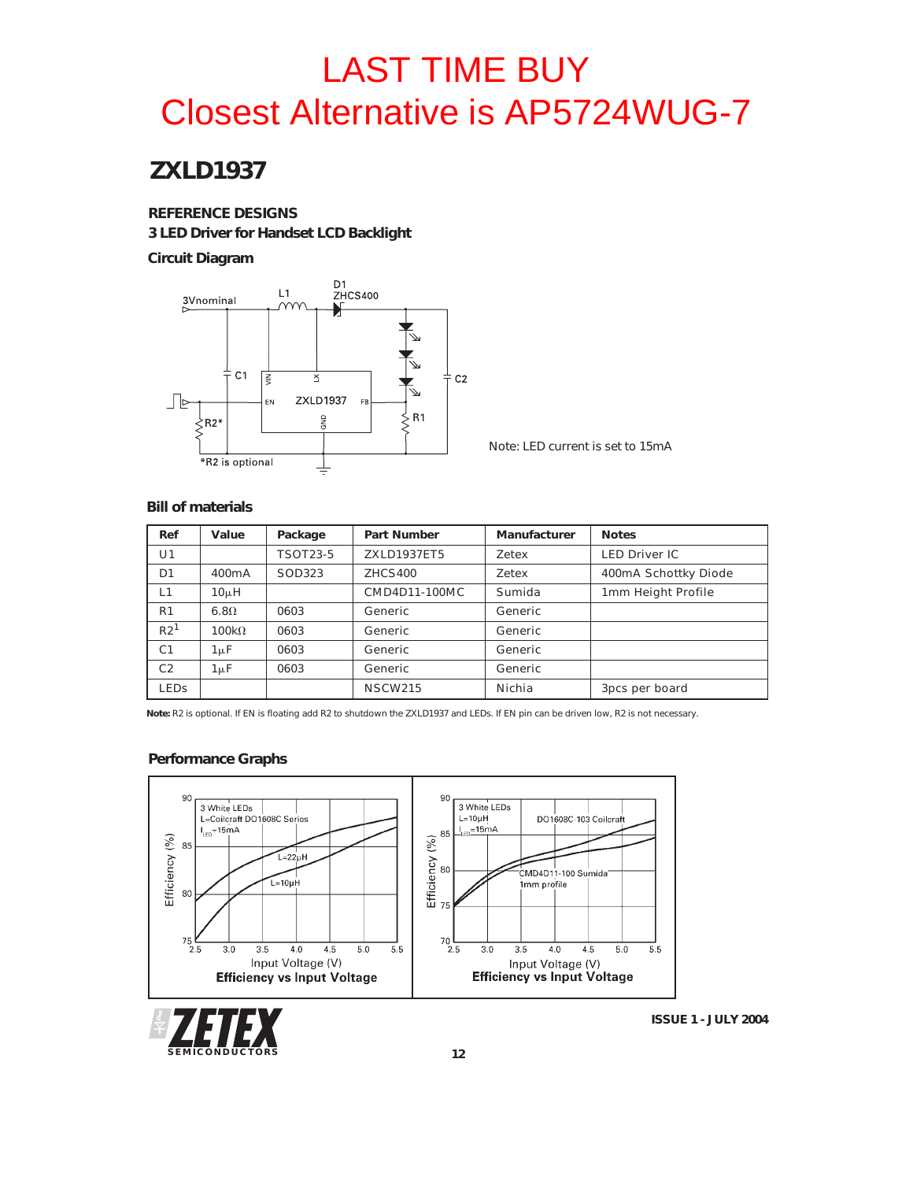LAST TIME BUY
Closest Alternative is AP5724WUG-7

# ZXLD1937

## REFERENCE DESIGNS

### 3 LED Driver for Handset LCD Backlight

### Circuit Diagram

3Vnominal
L1
D1
ZHCS400
C1
VIN
LX
ZXLD1937
EN
FB
GND
C2
R1
R2*
*R2 is optional

Note: LED current is set to 15mA

### Bill of materials

| Ref | Value | Package | Part Number | Manufacturer | Notes |
|---|---|---|---|---|---|
| U1 | | TSOT23-5 | ZXLD1937ET5 | Zetex | LED Driver IC |
| D1 | 400mA | SOD323 | ZHCS400 | Zetex | 400mA Schottky Diode |
| L1 | 10μH | | CMD4D11-100MC | Sumida | 1mm Height Profile |
| R1 | 6.8Ω | 0603 | Generic | Generic | |
| R2[1] | 100kΩ | 0603 | Generic | Generic | |
| C1 | 1μF | 0603 | Generic | Generic | |
| C2 | 1μF | 0603 | Generic | Generic | |
| LEDs | | | NSCW215 | Nichia | 3pcs per board |

**Note:** R2 is optional. If EN is floating add R2 to shutdown the ZXLD1937 and LEDs. If EN pin can be driven low, R2 is not necessary.

### Performance Graphs

3 White LEDs
L=Coilcraft DO1608C Series
$I_{LED}$=15mA
L=22μH
L=10μH
Efficiency (%)
90
85
80
75
2.5 3.0 3.5 4.0 4.5 5.0 5.5
Input Voltage (V)
**Efficiency vs Input Voltage**

3 White LEDs
L=10μH
$I_{LED}$=15mA
DO1608C-103 Coilcraft
CMD4D11-100 Sumida
1mm profile
Efficiency (%)
90
85
80
75
70
2.5 3.0 3.5 4.0 4.5 5.0 5.5
Input Voltage (V)
**Efficiency vs Input Voltage**

ZETEX SEMICONDUCTORS

ISSUE 1 - JULY 2004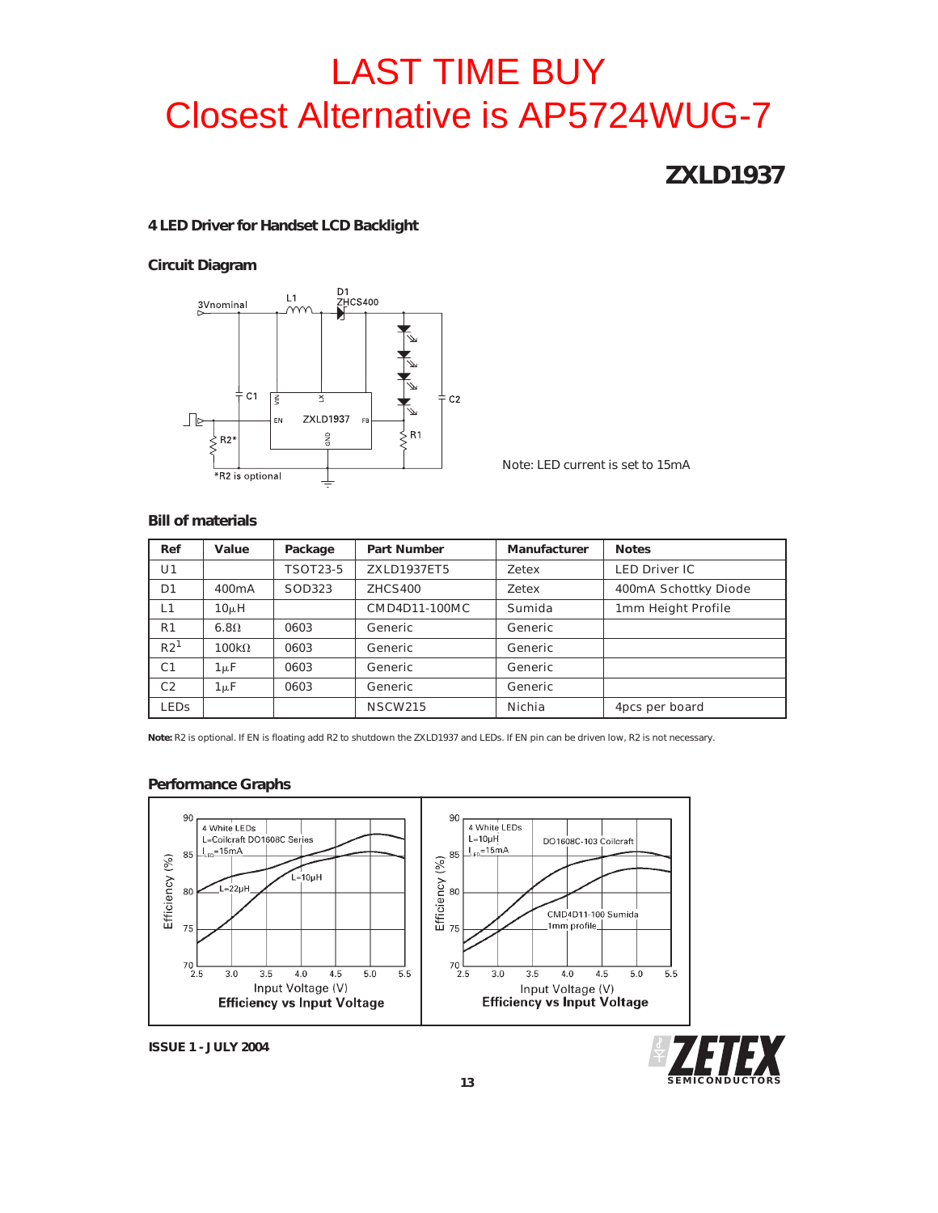# LAST TIME BUY
# Closest Alternative is AP5724WUG-7

## ZXLD1937

### 4 LED Driver for Handset LCD Backlight

### Circuit Diagram

3Vnominal
L1
D1
ZHCS400
C1
C2
VIN
LX
EN
ZXLD1937
FB
GND
R2*
R1
*R2 is optional

Note: LED current is set to 15mA

### Bill of materials

| Ref | Value | Package | Part Number | Manufacturer | Notes |
|---|---|---|---|---|---|
| U1 | | TSOT23-5 | ZXLD1937ET5 | Zetex | LED Driver IC |
| D1 | 400mA | SOD323 | ZHCS400 | Zetex | 400mA Schottky Diode |
| L1 | 10μH | | CMD4D11-100MC | Sumida | 1mm Height Profile |
| R1 | 6.8Ω | 0603 | Generic | Generic | |
| R2[1] | 100kΩ | 0603 | Generic | Generic | |
| C1 | 1μF | 0603 | Generic | Generic | |
| C2 | 1μF | 0603 | Generic | Generic | |
| LEDs | | | NSCW215 | Nichia | 4pcs per board |

**Note:** R2 is optional. If EN is floating add R2 to shutdown the ZXLD1937 and LEDs. If EN pin can be driven low, R2 is not necessary.

### Performance Graphs

4 White LEDs
L=Coilcraft DO1608C Series
$I_{LED}$=15mA
L=22μH
L=10μH
Efficiency (%)
Input Voltage (V)
**Efficiency vs Input Voltage**

4 White LEDs
L=10μH
$I_{LED}$=15mA
DO1608C-103 Coilcraft
CMD4D11-100 Sumida
1mm profile
Efficiency (%)
Input Voltage (V)
**Efficiency vs Input Voltage**

ISSUE 1 - JULY 2004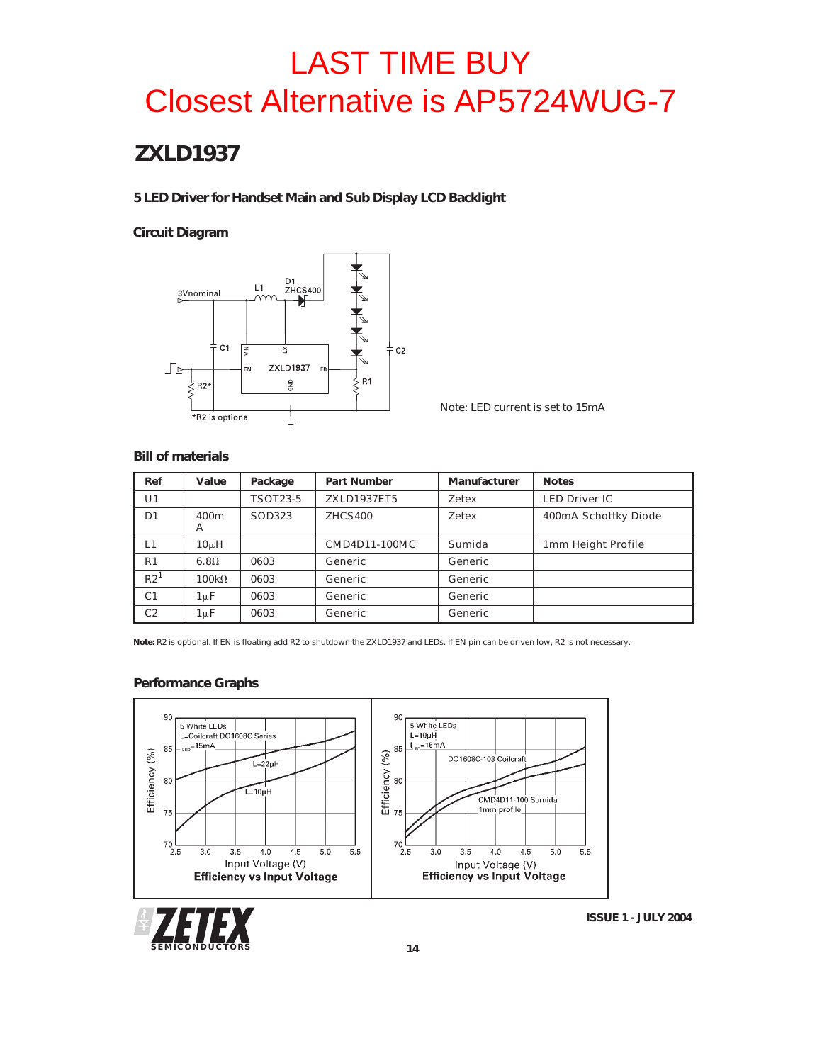# LAST TIME BUY
# Closest Alternative is AP5724WUG-7

# ZXLD1937

### 5 LED Driver for Handset Main and Sub Display LCD Backlight

### Circuit Diagram

3Vnominal
L1
D1
ZHCS400
C1
VIN
LX
EN
ZXLD1937
FB
GND
C2
R1
R2*
*R2 is optional

Note: LED current is set to 15mA

### Bill of materials

| Ref | Value | Package | Part Number | Manufacturer | Notes |
|---|---|---|---|---|---|
| U1 | | TSOT23-5 | ZXLD1937ET5 | Zetex | LED Driver IC |
| D1 | 400mA | SOD323 | ZHCS400 | Zetex | 400mA Schottky Diode |
| L1 | 10µH | | CMD4D11-100MC | Sumida | 1mm Height Profile |
| R1 | 6.8Ω | 0603 | Generic | Generic | |
| R2[1] | 100kΩ | 0603 | Generic | Generic | |
| C1 | 1µF | 0603 | Generic | Generic | |
| C2 | 1µF | 0603 | Generic | Generic | |

**Note:** R2 is optional. If EN is floating add R2 to shutdown the ZXLD1937 and LEDs. If EN pin can be driven low, R2 is not necessary.

### Performance Graphs

5 White LEDs
L=Coilcraft DO1608C Series
$I_{LED}$=15mA
L=22µH
L=10µH
Efficiency (%)
90
85
80
75
70
2.5 3.0 3.5 4.0 4.5 5.0 5.5
Input Voltage (V)
**Efficiency vs Input Voltage**

5 White LEDs
L=10µH
$I_{LED}$=15mA
DO1608C-103 Coilcraft
CMD4D11-100 Sumida
1mm profile
Efficiency (%)
90
85
80
75
70
2.5 3.0 3.5 4.0 4.5 5.0 5.5
Input Voltage (V)
**Efficiency vs Input Voltage**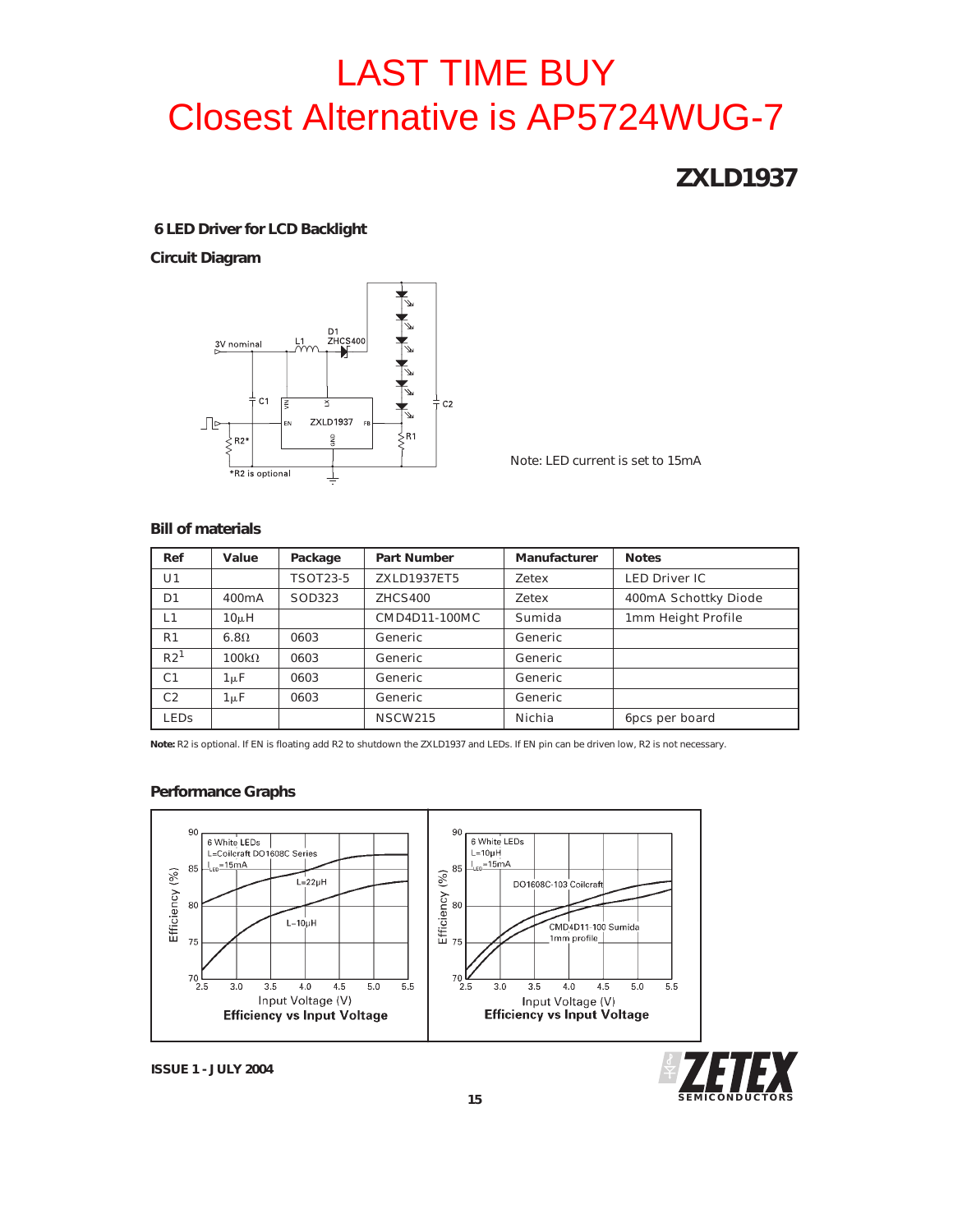# LAST TIME BUY
# Closest Alternative is AP5724WUG-7

## ZXLD1937

### 6 LED Driver for LCD Backlight

### Circuit Diagram

3V nominal
L1
D1
ZHCS400
C1
VIN
LX
C2
EN
ZXLD1937
FB
R2*
GND
R1
*R2 is optional

Note: LED current is set to 15mA

### Bill of materials

| Ref | Value | Package | Part Number | Manufacturer | Notes |
|---|---|---|---|---|---|
| U1 | | TSOT23-5 | ZXLD1937ET5 | Zetex | LED Driver IC |
| D1 | 400mA | SOD323 | ZHCS400 | Zetex | 400mA Schottky Diode |
| L1 | 10μH | | CMD4D11-100MC | Sumida | 1mm Height Profile |
| R1 | 6.8Ω | 0603 | Generic | Generic | |
| R2[1] | 100kΩ | 0603 | Generic | Generic | |
| C1 | 1μF | 0603 | Generic | Generic | |
| C2 | 1μF | 0603 | Generic | Generic | |
| LEDs | | | NSCW215 | Nichia | 6pcs per board |

**Note:** R2 is optional. If EN is floating add R2 to shutdown the ZXLD1937 and LEDs. If EN pin can be driven low, R2 is not necessary.

### Performance Graphs

6 White LEDs
L=Coilcraft DO1608C Series
$I_{LED}$=15mA
L=22μH
L-10μH
Efficiency (%)
90
85
80
75
70
2.5 3.0 3.5 4.0 4.5 5.0 5.5
Input Voltage (V)
**Efficiency vs Input Voltage**

6 White LEDs
L=10μH
$I_{LED}$=15mA
DO1608C-103 Coilcraft
CMD4D11-100 Sumida
1mm profile
Efficiency (%)
90
85
80
75
70
2.5 3.0 3.5 4.0 4.5 5.0 5.5
Input Voltage (V)
**Efficiency vs Input Voltage**

ISSUE 1 - JULY 2004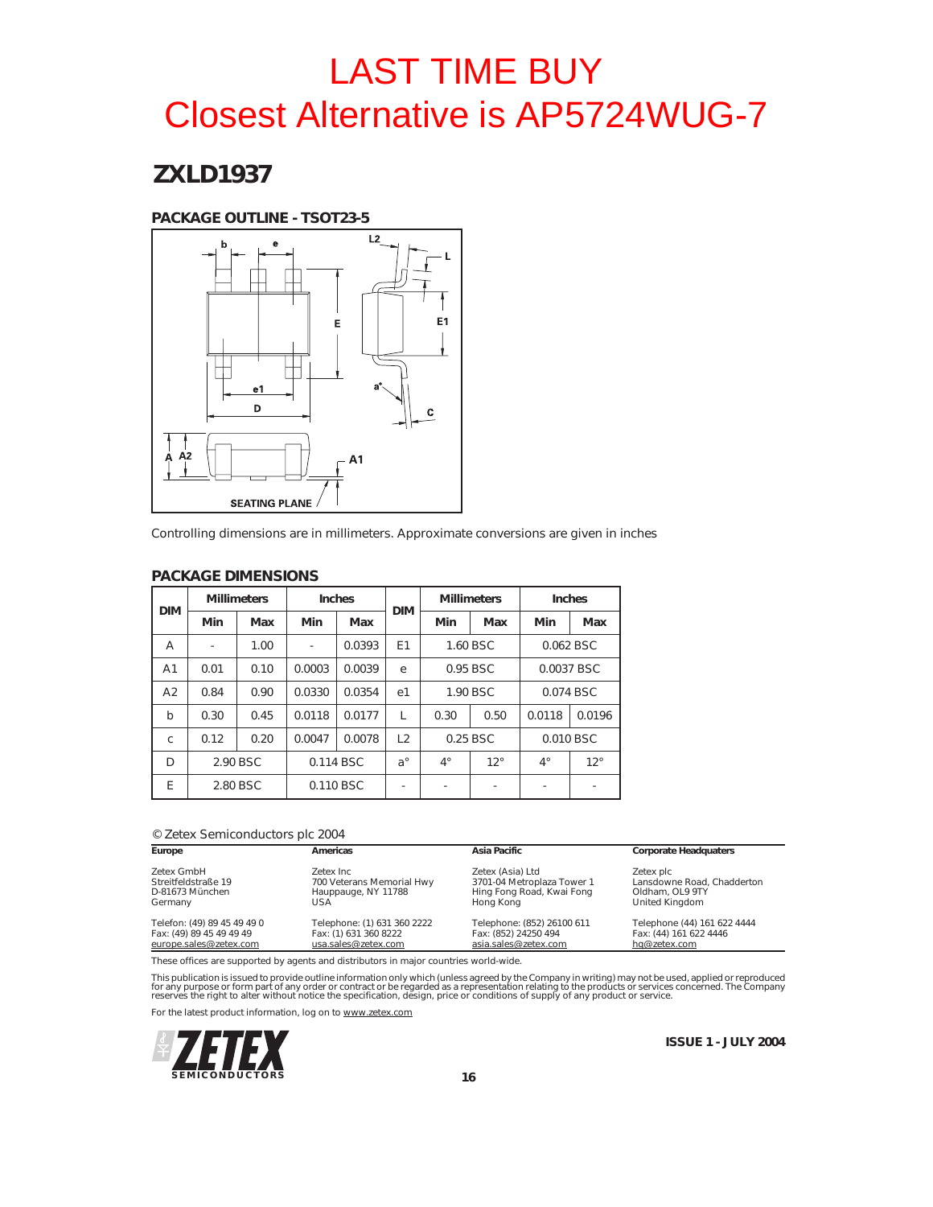# LAST TIME BUY
# Closest Alternative is AP5724WUG-7

# ZXLD1937

## PACKAGE OUTLINE - TSOT23-5

b
e
L2
L
E
E1
a°
e1
D
c
A
A2
A1
SEATING PLANE

Controlling dimensions are in millimeters. Approximate conversions are given in inches

## PACKAGE DIMENSIONS

| DIM | Millimeters | | Inches | | DIM | Millimeters | | Inches | |
|---|---|---|---|---|---|---|---|---|---|
| | Min | Max | Min | Max | | Min | Max | Min | Max |
| A | - | 1.00 | - | 0.0393 | E1 | 1.60 BSC | | 0.062 BSC | |
| A1 | 0.01 | 0.10 | 0.0003 | 0.0039 | e | 0.95 BSC | | 0.0037 BSC | |
| A2 | 0.84 | 0.90 | 0.0330 | 0.0354 | e1 | 1.90 BSC | | 0.074 BSC | |
| b | 0.30 | 0.45 | 0.0118 | 0.0177 | L | 0.30 | 0.50 | 0.0118 | 0.0196 |
| c | 0.12 | 0.20 | 0.0047 | 0.0078 | L2 | 0.25 BSC | | 0.010 BSC | |
| D | 2.90 BSC | | 0.114 BSC | | a° | 4° | 12° | 4° | 12° |
| E | 2.80 BSC | | 0.110 BSC | | - | - | - | - | - |

© Zetex Semiconductors plc 2004

| Europe | Americas | Asia Pacific | Corporate Headquaters |
|---|---|---|---|
| Zetex GmbH<br>Streitfeldstraße 19<br>D-81673 München<br>Germany | Zetex Inc<br>700 Veterans Memorial Hwy<br>Hauppauge, NY 11788<br>USA | Zetex (Asia) Ltd<br>3701-04 Metroplaza Tower 1<br>Hing Fong Road, Kwai Fong<br>Hong Kong | Zetex plc<br>Lansdowne Road, Chadderton<br>Oldham, OL9 9TY<br>United Kingdom |
| Telefon: (49) 89 45 49 49 0<br>Fax: (49) 89 45 49 49 49<br>europe.sales@zetex.com | Telephone: (1) 631 360 2222<br>Fax: (1) 631 360 8222<br>usa.sales@zetex.com | Telephone: (852) 26100 611<br>Fax: (852) 24250 494<br>asia.sales@zetex.com | Telephone (44) 161 622 4444<br>Fax: (44) 161 622 4446<br>hq@zetex.com |

These offices are supported by agents and distributors in major countries world-wide.

This publication is issued to provide outline information only which (unless agreed by the Company in writing) may not be used, applied or reproduced for any purpose or form part of any order or contract or be regarded as a representation relating to the products or services concerned. The Company reserves the right to alter without notice the specification, design, price or conditions of supply of any product or service.

For the latest product information, log on to www.zetex.com

ZETEX SEMICONDUCTORS

ISSUE 1 - JULY 2004